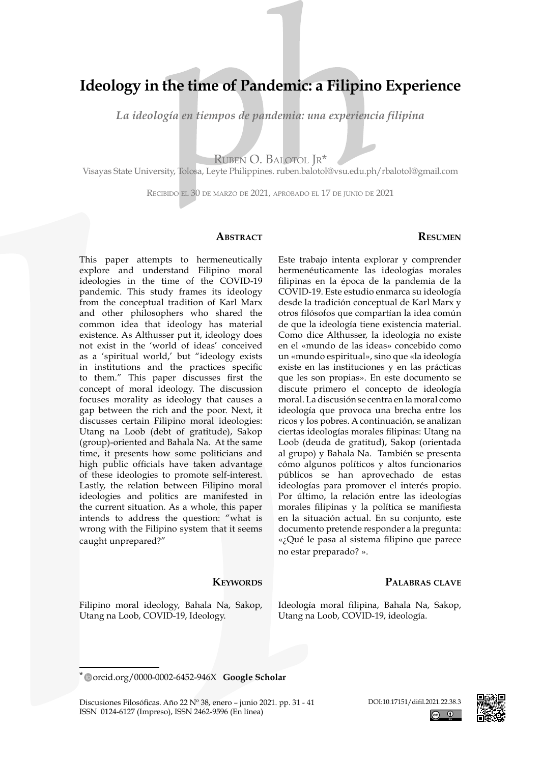# Ideology in the time of Pandemic: a Filipino Experience

*La ideología en tiempos de pandemia: una experiencia filipina*

Ruben O. Balotol Jr*

Visayas State University, Tolosa, Leyte Philippines. ruben.balotol@vsu.edu.ph/rbalotol@gmail.com

Recibido el 30 de marzo de 2021, aprobado el 17 de junio de 2021

## Abstract

This paper attempts to hermeneutically explore and understand Filipino moral ideologies in the time of the COVID-19 pandemic. This study frames its ideology from the conceptual tradition of Karl Marx and other philosophers who shared the common idea that ideology has material existence. As Althusser put it, ideology does not exist in the 'world of ideas' conceived as a 'spiritual world,' but "ideology exists in institutions and the practices specific to them." This paper discusses first the concept of moral ideology. The discussion focuses morality as ideology that causes a gap between the rich and the poor. Next, it discusses certain Filipino moral ideologies: Utang na Loob (debt of gratitude), Sakop (group)-oriented and Bahala Na. At the same time, it presents how some politicians and high public officials have taken advantage of these ideologies to promote self-interest. Lastly, the relation between Filipino moral ideologies and politics are manifested in the current situation. As a whole, this paper intends to address the question: "what is wrong with the Filipino system that it seems caught unprepared?"

## Keywords

Filipino moral ideology, Bahala Na, Sakop, Utang na Loob, COVID-19, Ideology.

## Resumen

Este trabajo intenta explorar y comprender hermenéuticamente las ideologías morales filipinas en la época de la pandemia de la COVID-19. Este estudio enmarca su ideología desde la tradición conceptual de Karl Marx y otros filósofos que compartían la idea común de que la ideología tiene existencia material. Como dice Althusser, la ideología no existe en el «mundo de las ideas» concebido como un «mundo espiritual», sino que «la ideología existe en las instituciones y en las prácticas que les son propias». En este documento se discute primero el concepto de ideología moral. La discusión se centra en la moral como ideología que provoca una brecha entre los ricos y los pobres. A continuación, se analizan ciertas ideologías morales filipinas: Utang na Loob (deuda de gratitud), Sakop (orientada al grupo) y Bahala Na. También se presenta cómo algunos políticos y altos funcionarios públicos se han aprovechado de estas ideologías para promover el interés propio. Por último, la relación entre las ideologías morales filipinas y la política se manifiesta en la situación actual. En su conjunto, este documento pretende responder a la pregunta: «¿Qué le pasa al sistema filipino que parece no estar preparado? ».

## Palabras clave

Ideología moral filipina, Bahala Na, Sakop, Utang na Loob, COVID-19, ideología.

---

* orcid.org/0000-0002-6452-946X **Google Scholar**

DOI:10.17151/difil.2021.22.38.3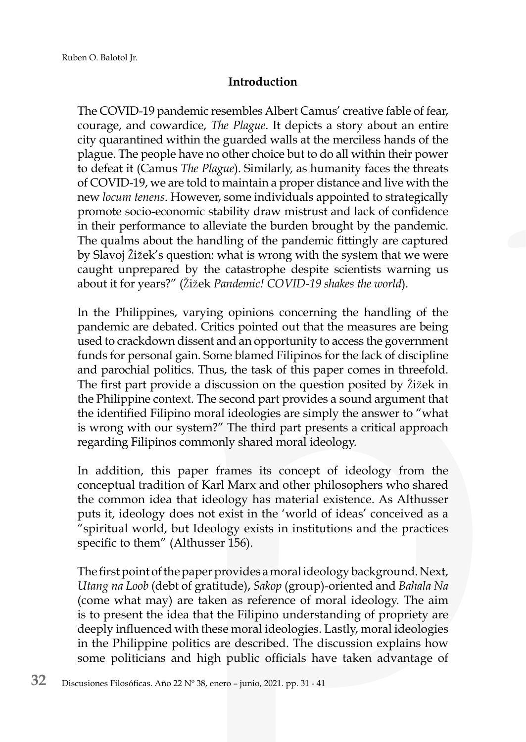## Introduction

The COVID-19 pandemic resembles Albert Camus' creative fable of fear, courage, and cowardice, *The Plague*. It depicts a story about an entire city quarantined within the guarded walls at the merciless hands of the plague. The people have no other choice but to do all within their power to defeat it (Camus *The Plague*). Similarly, as humanity faces the threats of COVID-19, we are told to maintain a proper distance and live with the new *locum tenens*. However, some individuals appointed to strategically promote socio-economic stability draw mistrust and lack of confidence in their performance to alleviate the burden brought by the pandemic. The qualms about the handling of the pandemic fittingly are captured by Slavoj Žižek's question: what is wrong with the system that we were caught unprepared by the catastrophe despite scientists warning us about it for years?" (Žižek *Pandemic! COVID-19 shakes the world*).

In the Philippines, varying opinions concerning the handling of the pandemic are debated. Critics pointed out that the measures are being used to crackdown dissent and an opportunity to access the government funds for personal gain. Some blamed Filipinos for the lack of discipline and parochial politics. Thus, the task of this paper comes in threefold. The first part provide a discussion on the question posited by Žižek in the Philippine context. The second part provides a sound argument that the identified Filipino moral ideologies are simply the answer to "what is wrong with our system?" The third part presents a critical approach regarding Filipinos commonly shared moral ideology.

In addition, this paper frames its concept of ideology from the conceptual tradition of Karl Marx and other philosophers who shared the common idea that ideology has material existence. As Althusser puts it, ideology does not exist in the 'world of ideas' conceived as a "spiritual world, but Ideology exists in institutions and the practices specific to them" (Althusser 156).

The first point of the paper provides a moral ideology background. Next, *Utang na Loob* (debt of gratitude), *Sakop* (group)-oriented and *Bahala Na* (come what may) are taken as reference of moral ideology. The aim is to present the idea that the Filipino understanding of propriety are deeply influenced with these moral ideologies. Lastly, moral ideologies in the Philippine politics are described. The discussion explains how some politicians and high public officials have taken advantage of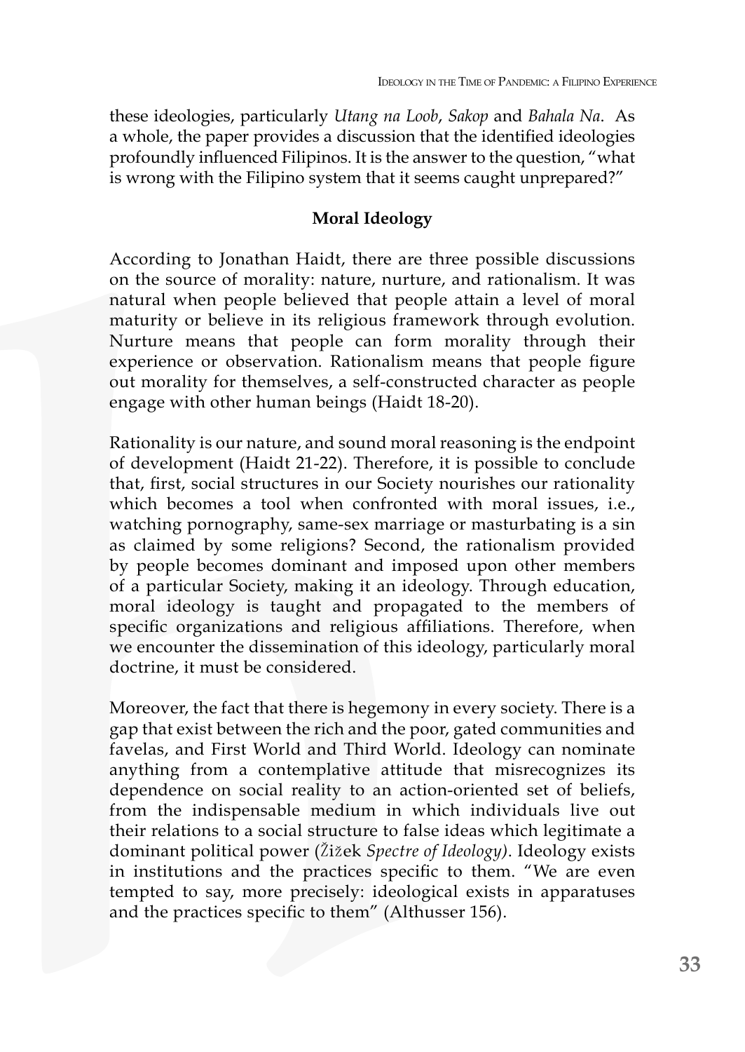these ideologies, particularly *Utang na Loob*, *Sakop* and *Bahala Na*. As a whole, the paper provides a discussion that the identified ideologies profoundly influenced Filipinos. It is the answer to the question, "what is wrong with the Filipino system that it seems caught unprepared?"

**Moral Ideology**

According to Jonathan Haidt, there are three possible discussions on the source of morality: nature, nurture, and rationalism. It was natural when people believed that people attain a level of moral maturity or believe in its religious framework through evolution. Nurture means that people can form morality through their experience or observation. Rationalism means that people figure out morality for themselves, a self-constructed character as people engage with other human beings (Haidt 18-20).

Rationality is our nature, and sound moral reasoning is the endpoint of development (Haidt 21-22). Therefore, it is possible to conclude that, first, social structures in our Society nourishes our rationality which becomes a tool when confronted with moral issues, i.e., watching pornography, same-sex marriage or masturbating is a sin as claimed by some religions? Second, the rationalism provided by people becomes dominant and imposed upon other members of a particular Society, making it an ideology. Through education, moral ideology is taught and propagated to the members of specific organizations and religious affiliations. Therefore, when we encounter the dissemination of this ideology, particularly moral doctrine, it must be considered.

Moreover, the fact that there is hegemony in every society. There is a gap that exist between the rich and the poor, gated communities and favelas, and First World and Third World. Ideology can nominate anything from a contemplative attitude that misrecognizes its dependence on social reality to an action-oriented set of beliefs, from the indispensable medium in which individuals live out their relations to a social structure to false ideas which legitimate a dominant political power (Žižek *Spectre of Ideology)*. Ideology exists in institutions and the practices specific to them. "We are even tempted to say, more precisely: ideological exists in apparatuses and the practices specific to them" (Althusser 156).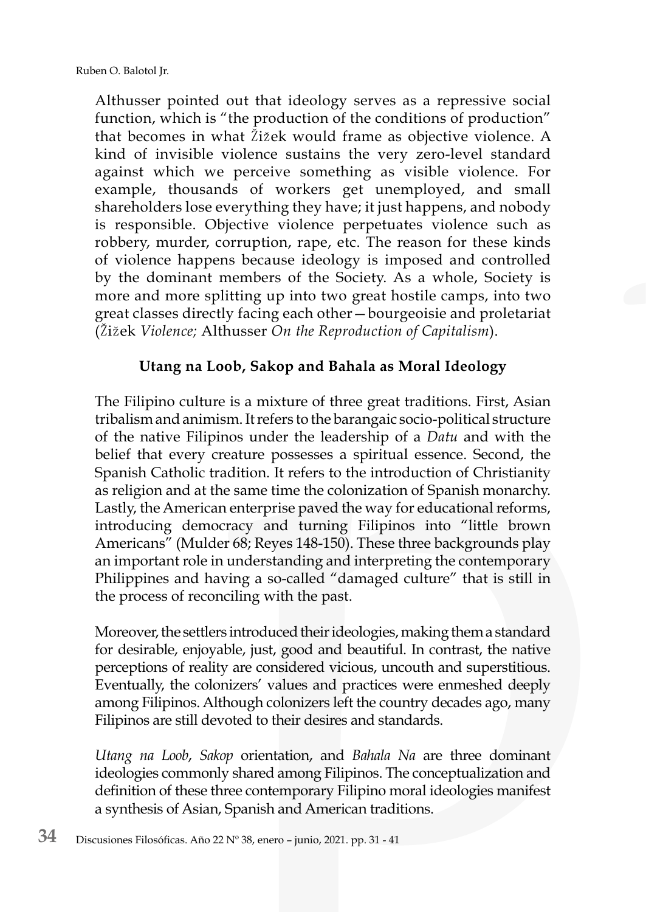Althusser pointed out that ideology serves as a repressive social function, which is "the production of the conditions of production" that becomes in what Žižek would frame as objective violence. A kind of invisible violence sustains the very zero-level standard against which we perceive something as visible violence. For example, thousands of workers get unemployed, and small shareholders lose everything they have; it just happens, and nobody is responsible. Objective violence perpetuates violence such as robbery, murder, corruption, rape, etc. The reason for these kinds of violence happens because ideology is imposed and controlled by the dominant members of the Society. As a whole, Society is more and more splitting up into two great hostile camps, into two great classes directly facing each other—bourgeoisie and proletariat (Žižek *Violence;* Althusser *On the Reproduction of Capitalism*).

## Utang na Loob, Sakop and Bahala as Moral Ideology

The Filipino culture is a mixture of three great traditions. First, Asian tribalism and animism. It refers to the barangaic socio-political structure of the native Filipinos under the leadership of a *Datu* and with the belief that every creature possesses a spiritual essence. Second, the Spanish Catholic tradition. It refers to the introduction of Christianity as religion and at the same time the colonization of Spanish monarchy. Lastly, the American enterprise paved the way for educational reforms, introducing democracy and turning Filipinos into "little brown Americans" (Mulder 68; Reyes 148-150). These three backgrounds play an important role in understanding and interpreting the contemporary Philippines and having a so-called "damaged culture" that is still in the process of reconciling with the past.

Moreover, the settlers introduced their ideologies, making them a standard for desirable, enjoyable, just, good and beautiful. In contrast, the native perceptions of reality are considered vicious, uncouth and superstitious. Eventually, the colonizers' values and practices were enmeshed deeply among Filipinos. Although colonizers left the country decades ago, many Filipinos are still devoted to their desires and standards.

*Utang na Loob*, *Sakop* orientation, and *Bahala Na* are three dominant ideologies commonly shared among Filipinos. The conceptualization and definition of these three contemporary Filipino moral ideologies manifest a synthesis of Asian, Spanish and American traditions.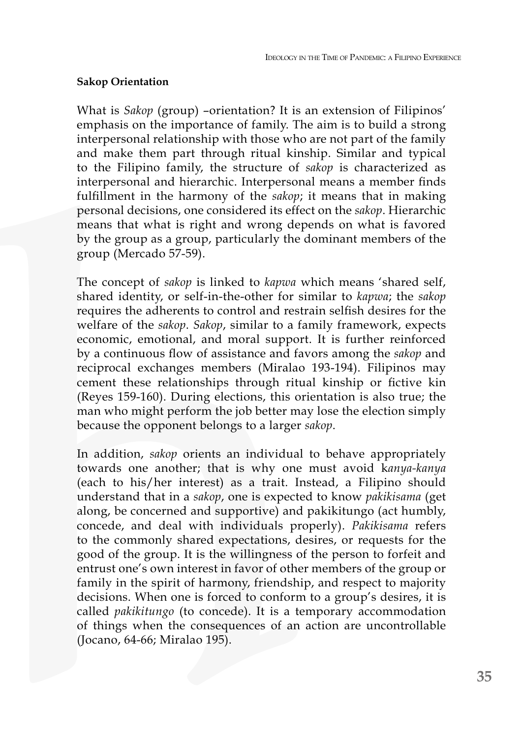**Sakop Orientation**

What is *Sakop* (group) –orientation? It is an extension of Filipinos' emphasis on the importance of family. The aim is to build a strong interpersonal relationship with those who are not part of the family and make them part through ritual kinship. Similar and typical to the Filipino family, the structure of *sakop* is characterized as interpersonal and hierarchic. Interpersonal means a member finds fulfillment in the harmony of the *sakop*; it means that in making personal decisions, one considered its effect on the *sakop*. Hierarchic means that what is right and wrong depends on what is favored by the group as a group, particularly the dominant members of the group (Mercado 57-59).

The concept of *sakop* is linked to *kapwa* which means 'shared self, shared identity, or self-in-the-other for similar to *kapwa*; the *sakop* requires the adherents to control and restrain selfish desires for the welfare of the *sakop*. *Sakop*, similar to a family framework, expects economic, emotional, and moral support. It is further reinforced by a continuous flow of assistance and favors among the *sakop* and reciprocal exchanges members (Miralao 193-194). Filipinos may cement these relationships through ritual kinship or fictive kin (Reyes 159-160). During elections, this orientation is also true; the man who might perform the job better may lose the election simply because the opponent belongs to a larger *sakop*.

In addition, *sakop* orients an individual to behave appropriately towards one another; that is why one must avoid k*anya-kanya* (each to his/her interest) as a trait. Instead, a Filipino should understand that in a *sakop*, one is expected to know *pakikisama* (get along, be concerned and supportive) and pakikitungo (act humbly, concede, and deal with individuals properly). *Pakikisama* refers to the commonly shared expectations, desires, or requests for the good of the group. It is the willingness of the person to forfeit and entrust one's own interest in favor of other members of the group or family in the spirit of harmony, friendship, and respect to majority decisions. When one is forced to conform to a group's desires, it is called *pakikitungo* (to concede). It is a temporary accommodation of things when the consequences of an action are uncontrollable (Jocano, 64-66; Miralao 195).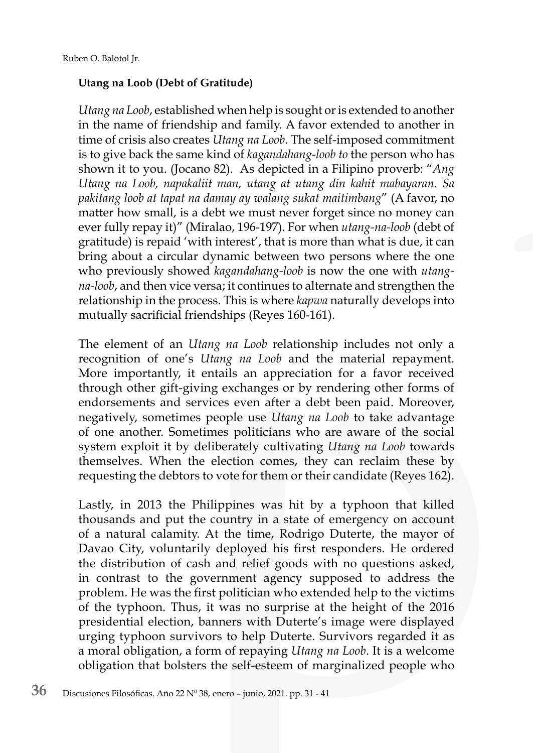**Utang na Loob (Debt of Gratitude)**

*Utang na Loob*, established when help is sought or is extended to another in the name of friendship and family. A favor extended to another in time of crisis also creates *Utang na Loob*. The self-imposed commitment is to give back the same kind of *kagandahang-loob to* the person who has shown it to you. (Jocano 82). As depicted in a Filipino proverb: "*Ang Utang na Loob, napakaliit man, utang at utang din kahit mabayaran. Sa pakitang loob at tapat na damay ay walang sukat maitimbang*" (A favor, no matter how small, is a debt we must never forget since no money can ever fully repay it)" (Miralao, 196-197). For when *utang-na-loob* (debt of gratitude) is repaid 'with interest', that is more than what is due, it can bring about a circular dynamic between two persons where the one who previously showed *kagandahang-loob* is now the one with *utang-na-loob*, and then vice versa; it continues to alternate and strengthen the relationship in the process. This is where *kapwa* naturally develops into mutually sacrificial friendships (Reyes 160-161).

The element of an *Utang na Loob* relationship includes not only a recognition of one's *Utang na Loob* and the material repayment. More importantly, it entails an appreciation for a favor received through other gift-giving exchanges or by rendering other forms of endorsements and services even after a debt been paid. Moreover, negatively, sometimes people use *Utang na Loob* to take advantage of one another. Sometimes politicians who are aware of the social system exploit it by deliberately cultivating *Utang na Loob* towards themselves. When the election comes, they can reclaim these by requesting the debtors to vote for them or their candidate (Reyes 162).

Lastly, in 2013 the Philippines was hit by a typhoon that killed thousands and put the country in a state of emergency on account of a natural calamity. At the time, Rodrigo Duterte, the mayor of Davao City, voluntarily deployed his first responders. He ordered the distribution of cash and relief goods with no questions asked, in contrast to the government agency supposed to address the problem. He was the first politician who extended help to the victims of the typhoon. Thus, it was no surprise at the height of the 2016 presidential election, banners with Duterte's image were displayed urging typhoon survivors to help Duterte. Survivors regarded it as a moral obligation, a form of repaying *Utang na Loob*. It is a welcome obligation that bolsters the self-esteem of marginalized people who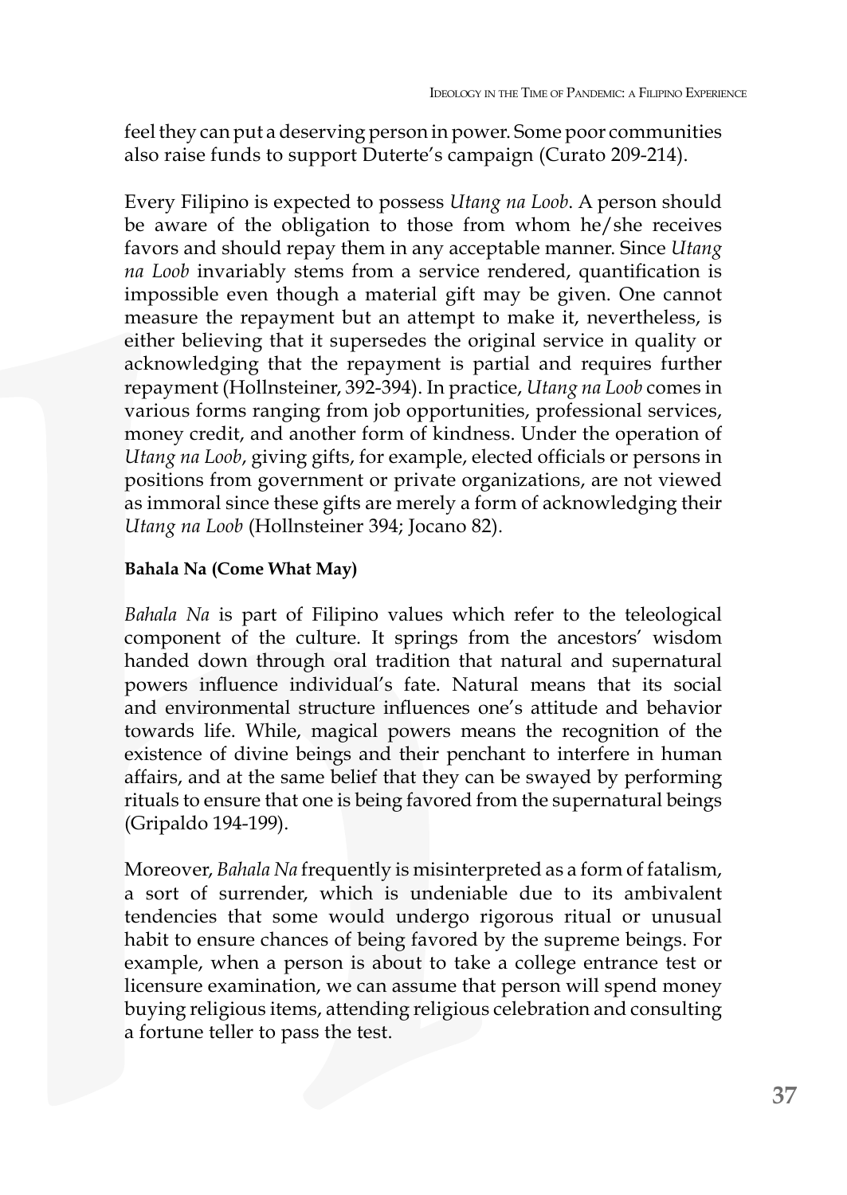feel they can put a deserving person in power. Some poor communities also raise funds to support Duterte's campaign (Curato 209-214).

Every Filipino is expected to possess *Utang na Loob*. A person should be aware of the obligation to those from whom he/she receives favors and should repay them in any acceptable manner. Since *Utang na Loob* invariably stems from a service rendered, quantification is impossible even though a material gift may be given. One cannot measure the repayment but an attempt to make it, nevertheless, is either believing that it supersedes the original service in quality or acknowledging that the repayment is partial and requires further repayment (Hollnsteiner, 392-394). In practice, *Utang na Loob* comes in various forms ranging from job opportunities, professional services, money credit, and another form of kindness. Under the operation of *Utang na Loob*, giving gifts, for example, elected officials or persons in positions from government or private organizations, are not viewed as immoral since these gifts are merely a form of acknowledging their *Utang na Loob* (Hollnsteiner 394; Jocano 82).

**Bahala Na (Come What May)**

*Bahala Na* is part of Filipino values which refer to the teleological component of the culture. It springs from the ancestors' wisdom handed down through oral tradition that natural and supernatural powers influence individual's fate. Natural means that its social and environmental structure influences one's attitude and behavior towards life. While, magical powers means the recognition of the existence of divine beings and their penchant to interfere in human affairs, and at the same belief that they can be swayed by performing rituals to ensure that one is being favored from the supernatural beings (Gripaldo 194-199).

Moreover, *Bahala Na* frequently is misinterpreted as a form of fatalism, a sort of surrender, which is undeniable due to its ambivalent tendencies that some would undergo rigorous ritual or unusual habit to ensure chances of being favored by the supreme beings. For example, when a person is about to take a college entrance test or licensure examination, we can assume that person will spend money buying religious items, attending religious celebration and consulting a fortune teller to pass the test.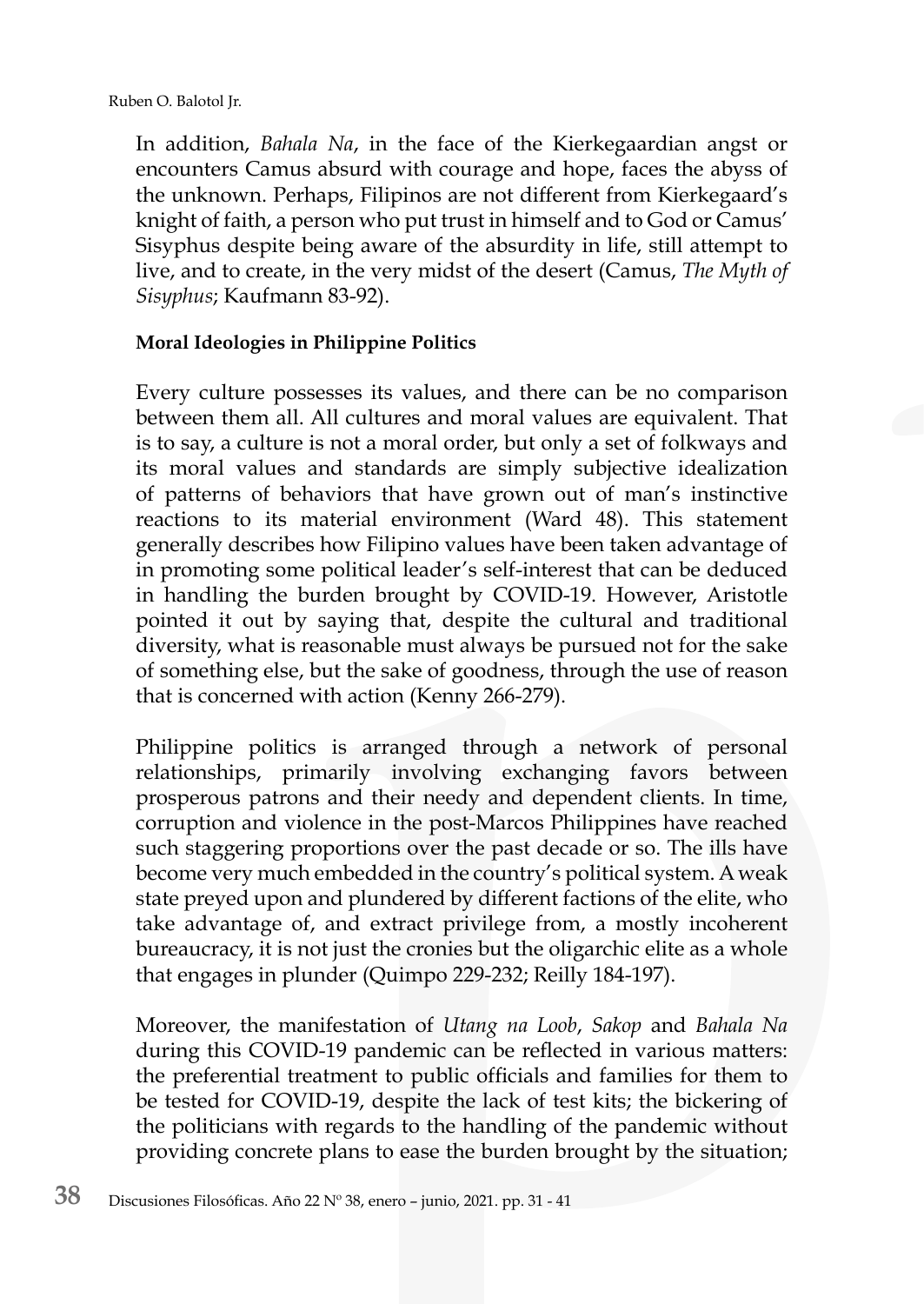In addition, *Bahala Na*, in the face of the Kierkegaardian angst or encounters Camus absurd with courage and hope, faces the abyss of the unknown. Perhaps, Filipinos are not different from Kierkegaard's knight of faith, a person who put trust in himself and to God or Camus' Sisyphus despite being aware of the absurdity in life, still attempt to live, and to create, in the very midst of the desert (Camus, *The Myth of Sisyphus*; Kaufmann 83-92).

**Moral Ideologies in Philippine Politics**

Every culture possesses its values, and there can be no comparison between them all. All cultures and moral values are equivalent. That is to say, a culture is not a moral order, but only a set of folkways and its moral values and standards are simply subjective idealization of patterns of behaviors that have grown out of man's instinctive reactions to its material environment (Ward 48). This statement generally describes how Filipino values have been taken advantage of in promoting some political leader's self-interest that can be deduced in handling the burden brought by COVID-19. However, Aristotle pointed it out by saying that, despite the cultural and traditional diversity, what is reasonable must always be pursued not for the sake of something else, but the sake of goodness, through the use of reason that is concerned with action (Kenny 266-279).

Philippine politics is arranged through a network of personal relationships, primarily involving exchanging favors between prosperous patrons and their needy and dependent clients. In time, corruption and violence in the post-Marcos Philippines have reached such staggering proportions over the past decade or so. The ills have become very much embedded in the country's political system. A weak state preyed upon and plundered by different factions of the elite, who take advantage of, and extract privilege from, a mostly incoherent bureaucracy, it is not just the cronies but the oligarchic elite as a whole that engages in plunder (Quimpo 229-232; Reilly 184-197).

Moreover, the manifestation of *Utang na Loob*, *Sakop* and *Bahala Na* during this COVID-19 pandemic can be reflected in various matters: the preferential treatment to public officials and families for them to be tested for COVID-19, despite the lack of test kits; the bickering of the politicians with regards to the handling of the pandemic without providing concrete plans to ease the burden brought by the situation;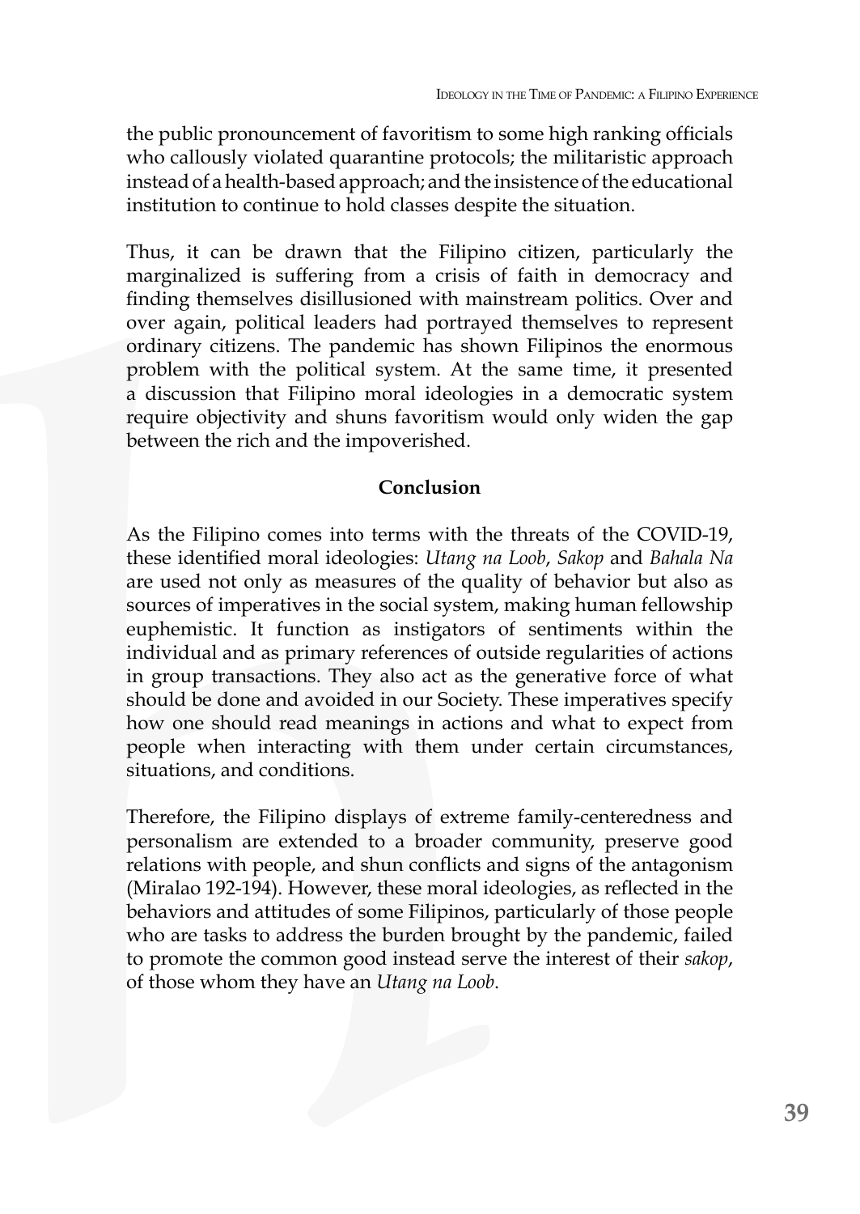the public pronouncement of favoritism to some high ranking officials who callously violated quarantine protocols; the militaristic approach instead of a health-based approach; and the insistence of the educational institution to continue to hold classes despite the situation.

Thus, it can be drawn that the Filipino citizen, particularly the marginalized is suffering from a crisis of faith in democracy and finding themselves disillusioned with mainstream politics. Over and over again, political leaders had portrayed themselves to represent ordinary citizens. The pandemic has shown Filipinos the enormous problem with the political system. At the same time, it presented a discussion that Filipino moral ideologies in a democratic system require objectivity and shuns favoritism would only widen the gap between the rich and the impoverished.

## Conclusion

As the Filipino comes into terms with the threats of the COVID-19, these identified moral ideologies: *Utang na Loob*, *Sakop* and *Bahala Na* are used not only as measures of the quality of behavior but also as sources of imperatives in the social system, making human fellowship euphemistic. It function as instigators of sentiments within the individual and as primary references of outside regularities of actions in group transactions. They also act as the generative force of what should be done and avoided in our Society. These imperatives specify how one should read meanings in actions and what to expect from people when interacting with them under certain circumstances, situations, and conditions.

Therefore, the Filipino displays of extreme family-centeredness and personalism are extended to a broader community, preserve good relations with people, and shun conflicts and signs of the antagonism (Miralao 192-194). However, these moral ideologies, as reflected in the behaviors and attitudes of some Filipinos, particularly of those people who are tasks to address the burden brought by the pandemic, failed to promote the common good instead serve the interest of their *sakop*, of those whom they have an *Utang na Loob*.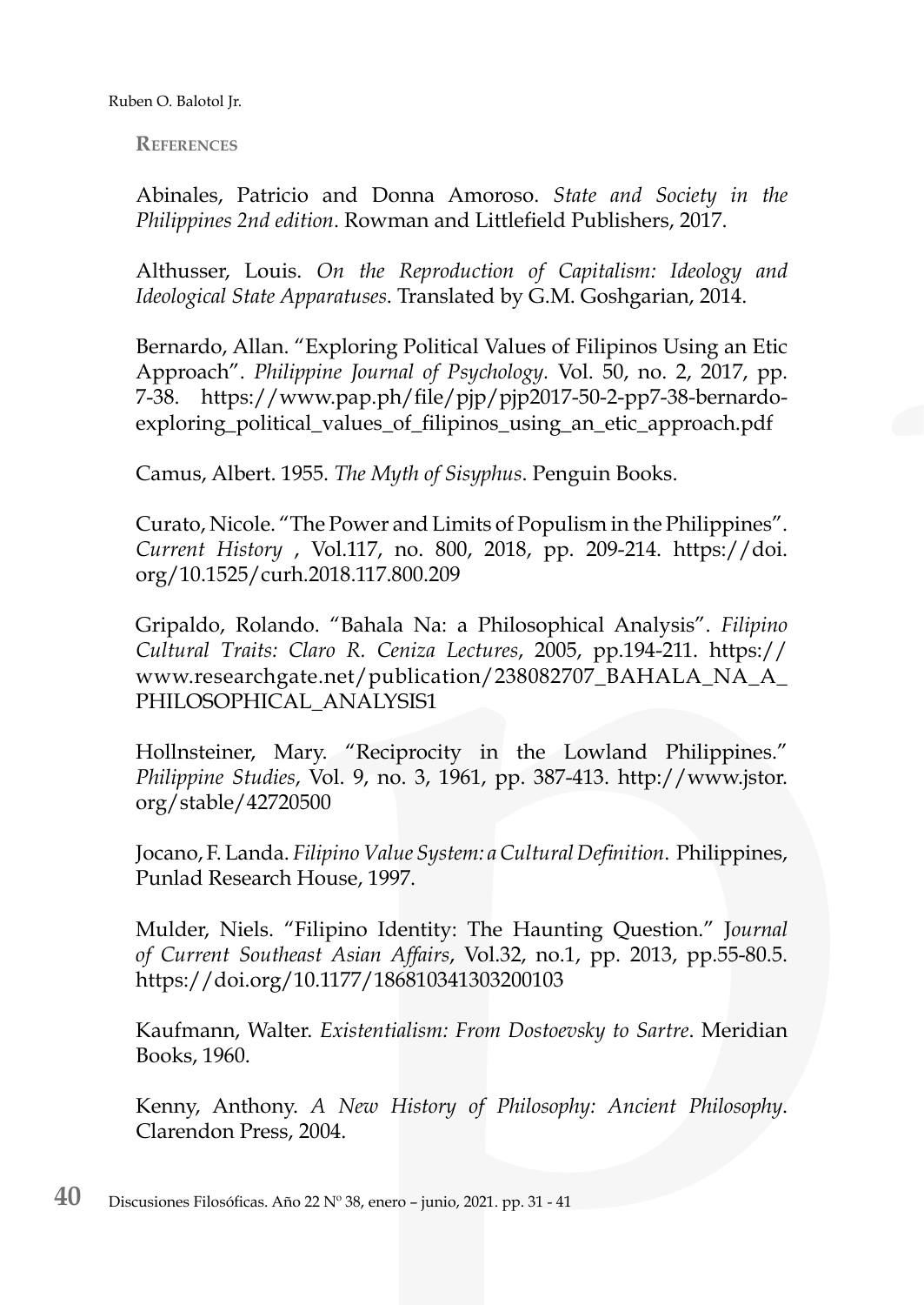## References

Abinales, Patricio and Donna Amoroso. *State and Society in the Philippines 2nd edition*. Rowman and Littlefield Publishers, 2017.

Althusser, Louis. *On the Reproduction of Capitalism: Ideology and Ideological State Apparatuses*. Translated by G.M. Goshgarian, 2014.

Bernardo, Allan. "Exploring Political Values of Filipinos Using an Etic Approach". *Philippine Journal of Psychology*. Vol. 50, no. 2, 2017, pp. 7-38. https://www.pap.ph/file/pjp/pjp2017-50-2-pp7-38-bernardo-exploring_political_values_of_filipinos_using_an_etic_approach.pdf

Camus, Albert. 1955. *The Myth of Sisyphus*. Penguin Books.

Curato, Nicole. "The Power and Limits of Populism in the Philippines". *Current History* , Vol.117, no. 800, 2018, pp. 209-214. https://doi.org/10.1525/curh.2018.117.800.209

Gripaldo, Rolando. "Bahala Na: a Philosophical Analysis". *Filipino Cultural Traits: Claro R. Ceniza Lectures*, 2005, pp.194-211. https://www.researchgate.net/publication/238082707_BAHALA_NA_A_PHILOSOPHICAL_ANALYSIS1

Hollnsteiner, Mary. "Reciprocity in the Lowland Philippines." *Philippine Studies*, Vol. 9, no. 3, 1961, pp. 387-413. http://www.jstor.org/stable/42720500

Jocano, F. Landa. *Filipino Value System: a Cultural Definition*. Philippines, Punlad Research House, 1997.

Mulder, Niels. "Filipino Identity: The Haunting Question." J*ournal of Current Southeast Asian Affairs*, Vol.32, no.1, pp. 2013, pp.55-80.5. https://doi.org/10.1177/186810341303200103

Kaufmann, Walter. *Existentialism: From Dostoevsky to Sartre*. Meridian Books, 1960.

Kenny, Anthony. *A New History of Philosophy: Ancient Philosophy*. Clarendon Press, 2004.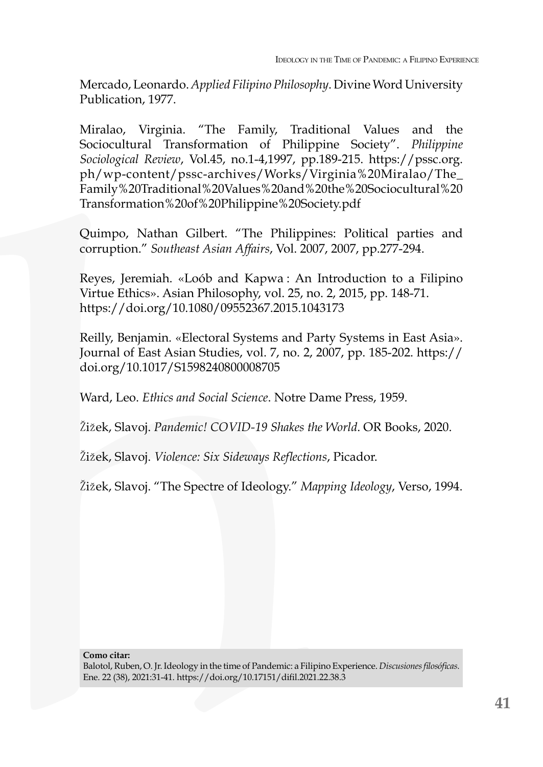Mercado, Leonardo. *Applied Filipino Philosophy*. Divine Word University Publication, 1977.

Miralao, Virginia. "The Family, Traditional Values and the Sociocultural Transformation of Philippine Society". *Philippine Sociological Review*, Vol.45, no.1-4,1997, pp.189-215. https://pssc.org.ph/wp-content/pssc-archives/Works/Virginia%20Miralao/The_Family%20Traditional%20Values%20and%20the%20Sociocultural%20Transformation%20of%20Philippine%20Society.pdf

Quimpo, Nathan Gilbert. "The Philippines: Political parties and corruption." *Southeast Asian Affairs*, Vol. 2007, 2007, pp.277-294.

Reyes, Jeremiah. «Loób and Kapwa : An Introduction to a Filipino Virtue Ethics». Asian Philosophy, vol. 25, no. 2, 2015, pp. 148-71. https://doi.org/10.1080/09552367.2015.1043173

Reilly, Benjamin. «Electoral Systems and Party Systems in East Asia». Journal of East Asian Studies, vol. 7, no. 2, 2007, pp. 185-202. https://doi.org/10.1017/S1598240800008705

Ward, Leo. *Ethics and Social Science*. Notre Dame Press, 1959.

Žižek, Slavoj. *Pandemic! COVID-19 Shakes the World*. OR Books, 2020.

Žižek, Slavoj. *Violence: Six Sideways Reflections*, Picador.

Žižek, Slavoj. "The Spectre of Ideology." *Mapping Ideology*, Verso, 1994.

**Como citar:**
Balotol, Ruben, O. Jr. Ideology in the time of Pandemic: a Filipino Experience. *Discusiones filosóficas.* Ene. 22 (38), 2021:31-41. https://doi.org/10.17151/difil.2021.22.38.3